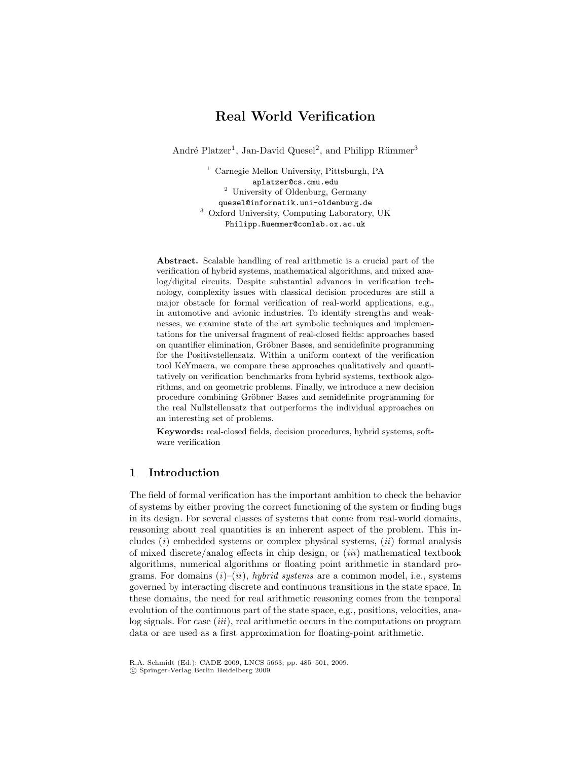# Real World Verification

André Platzer[1], Jan-David Quesel[2], and Philipp Rümmer[3]

[1] Carnegie Mellon University, Pittsburgh, PA
aplatzer@cs.cmu.edu
[2] University of Oldenburg, Germany
quesel@informatik.uni-oldenburg.de
[3] Oxford University, Computing Laboratory, UK
Philipp.Ruemmer@comlab.ox.ac.uk

**Abstract.** Scalable handling of real arithmetic is a crucial part of the verification of hybrid systems, mathematical algorithms, and mixed analog/digital circuits. Despite substantial advances in verification technology, complexity issues with classical decision procedures are still a major obstacle for formal verification of real-world applications, e.g., in automotive and avionic industries. To identify strengths and weaknesses, we examine state of the art symbolic techniques and implementations for the universal fragment of real-closed fields: approaches based on quantifier elimination, Gröbner Bases, and semidefinite programming for the Positivstellensatz. Within a uniform context of the verification tool KeYmaera, we compare these approaches qualitatively and quantitatively on verification benchmarks from hybrid systems, textbook algorithms, and on geometric problems. Finally, we introduce a new decision procedure combining Gröbner Bases and semidefinite programming for the real Nullstellensatz that outperforms the individual approaches on an interesting set of problems.

**Keywords:** real-closed fields, decision procedures, hybrid systems, software verification

## 1 Introduction

The field of formal verification has the important ambition to check the behavior of systems by either proving the correct functioning of the system or finding bugs in its design. For several classes of systems that come from real-world domains, reasoning about real quantities is an inherent aspect of the problem. This includes (*i*) embedded systems or complex physical systems, (*ii*) formal analysis of mixed discrete/analog effects in chip design, or (*iii*) mathematical textbook algorithms, numerical algorithms or floating point arithmetic in standard programs. For domains (*i*)–(*ii*), *hybrid systems* are a common model, i.e., systems governed by interacting discrete and continuous transitions in the state space. In these domains, the need for real arithmetic reasoning comes from the temporal evolution of the continuous part of the state space, e.g., positions, velocities, analog signals. For case (*iii*), real arithmetic occurs in the computations on program data or are used as a first approximation for floating-point arithmetic.

R.A. Schmidt (Ed.): CADE 2009, LNCS 5663, pp. 485–501, 2009.
© Springer-Verlag Berlin Heidelberg 2009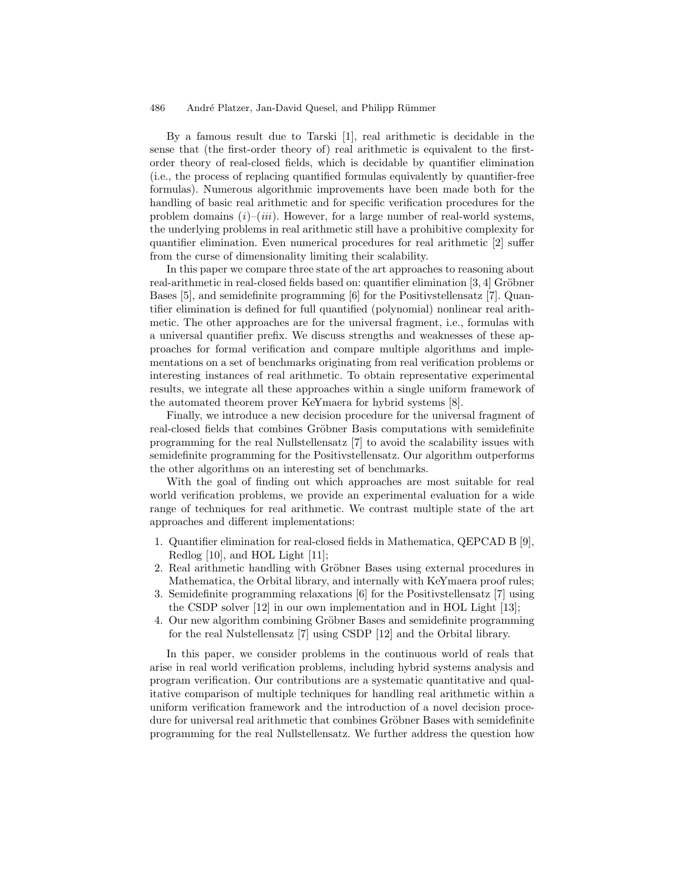By a famous result due to Tarski [1], real arithmetic is decidable in the sense that (the first-order theory of) real arithmetic is equivalent to the first-order theory of real-closed fields, which is decidable by quantifier elimination (i.e., the process of replacing quantified formulas equivalently by quantifier-free formulas). Numerous algorithmic improvements have been made both for the handling of basic real arithmetic and for specific verification procedures for the problem domains $(i)$–$(iii)$. However, for a large number of real-world systems, the underlying problems in real arithmetic still have a prohibitive complexity for quantifier elimination. Even numerical procedures for real arithmetic [2] suffer from the curse of dimensionality limiting their scalability.

In this paper we compare three state of the art approaches to reasoning about real-arithmetic in real-closed fields based on: quantifier elimination [3, 4] Gröbner Bases [5], and semidefinite programming [6] for the Positivstellensatz [7]. Quantifier elimination is defined for full quantified (polynomial) nonlinear real arithmetic. The other approaches are for the universal fragment, i.e., formulas with a universal quantifier prefix. We discuss strengths and weaknesses of these approaches for formal verification and compare multiple algorithms and implementations on a set of benchmarks originating from real verification problems or interesting instances of real arithmetic. To obtain representative experimental results, we integrate all these approaches within a single uniform framework of the automated theorem prover KeYmaera for hybrid systems [8].

Finally, we introduce a new decision procedure for the universal fragment of real-closed fields that combines Gröbner Basis computations with semidefinite programming for the real Nullstellensatz [7] to avoid the scalability issues with semidefinite programming for the Positivstellensatz. Our algorithm outperforms the other algorithms on an interesting set of benchmarks.

With the goal of finding out which approaches are most suitable for real world verification problems, we provide an experimental evaluation for a wide range of techniques for real arithmetic. We contrast multiple state of the art approaches and different implementations:

1. Quantifier elimination for real-closed fields in Mathematica, QEPCAD B [9], Redlog [10], and HOL Light [11];
2. Real arithmetic handling with Gröbner Bases using external procedures in Mathematica, the Orbital library, and internally with KeYmaera proof rules;
3. Semidefinite programming relaxations [6] for the Positivstellensatz [7] using the CSDP solver [12] in our own implementation and in HOL Light [13];
4. Our new algorithm combining Gröbner Bases and semidefinite programming for the real Nulstellensatz [7] using CSDP [12] and the Orbital library.

In this paper, we consider problems in the continuous world of reals that arise in real world verification problems, including hybrid systems analysis and program verification. Our contributions are a systematic quantitative and qualitative comparison of multiple techniques for handling real arithmetic within a uniform verification framework and the introduction of a novel decision procedure for universal real arithmetic that combines Gröbner Bases with semidefinite programming for the real Nullstellensatz. We further address the question how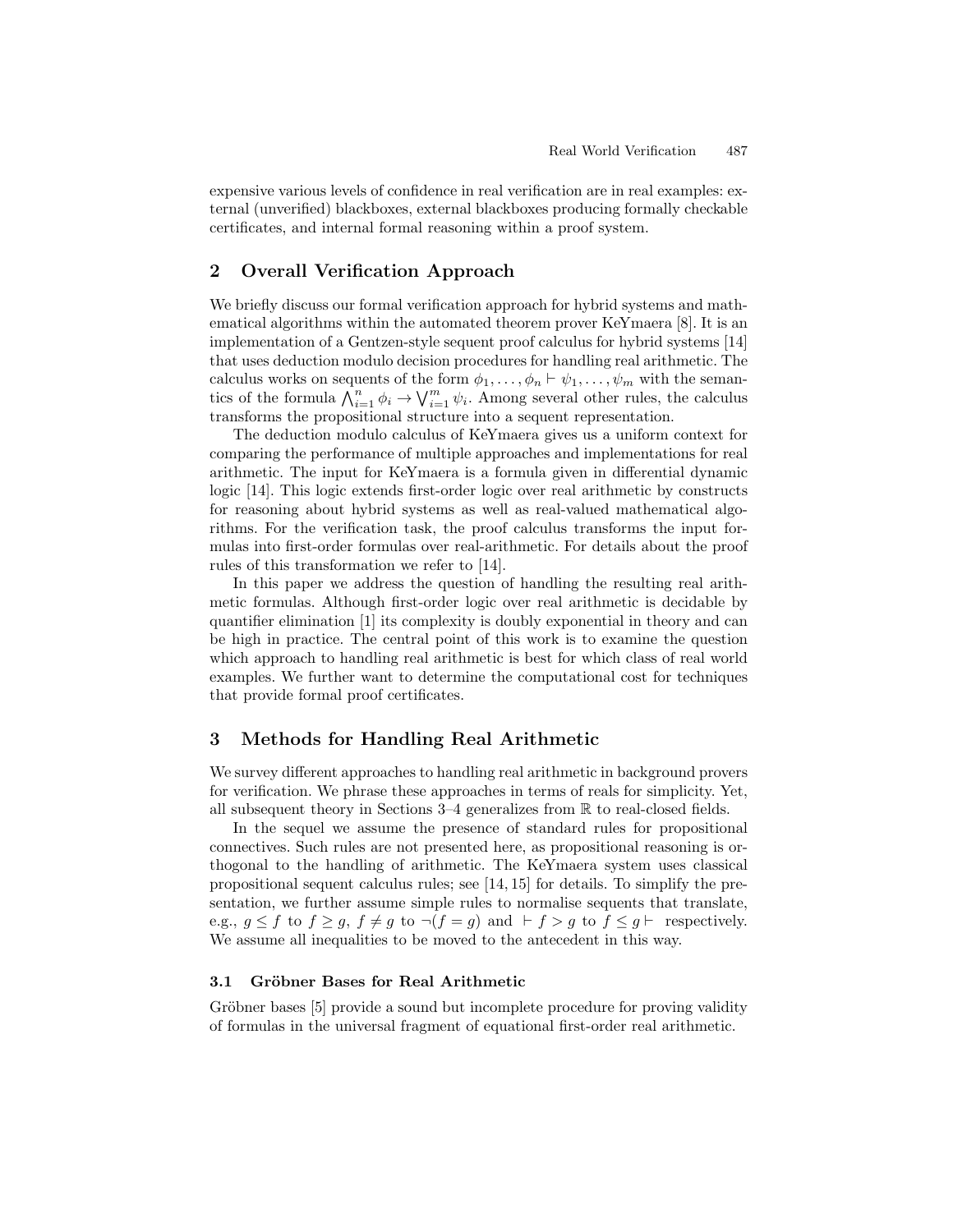expensive various levels of confidence in real verification are in real examples: external (unverified) blackboxes, external blackboxes producing formally checkable certificates, and internal formal reasoning within a proof system.

## 2 Overall Verification Approach

We briefly discuss our formal verification approach for hybrid systems and mathematical algorithms within the automated theorem prover KeYmaera [8]. It is an implementation of a Gentzen-style sequent proof calculus for hybrid systems [14] that uses deduction modulo decision procedures for handling real arithmetic. The calculus works on sequents of the form $\phi_1, \ldots, \phi_n \vdash \psi_1, \ldots, \psi_m$ with the semantics of the formula $\bigwedge_{i=1}^{n} \phi_i \rightarrow \bigvee_{i=1}^{m} \psi_i$. Among several other rules, the calculus transforms the propositional structure into a sequent representation.

The deduction modulo calculus of KeYmaera gives us a uniform context for comparing the performance of multiple approaches and implementations for real arithmetic. The input for KeYmaera is a formula given in differential dynamic logic [14]. This logic extends first-order logic over real arithmetic by constructs for reasoning about hybrid systems as well as real-valued mathematical algorithms. For the verification task, the proof calculus transforms the input formulas into first-order formulas over real-arithmetic. For details about the proof rules of this transformation we refer to [14].

In this paper we address the question of handling the resulting real arithmetic formulas. Although first-order logic over real arithmetic is decidable by quantifier elimination [1] its complexity is doubly exponential in theory and can be high in practice. The central point of this work is to examine the question which approach to handling real arithmetic is best for which class of real world examples. We further want to determine the computational cost for techniques that provide formal proof certificates.

## 3 Methods for Handling Real Arithmetic

We survey different approaches to handling real arithmetic in background provers for verification. We phrase these approaches in terms of reals for simplicity. Yet, all subsequent theory in Sections 3–4 generalizes from $\mathbb{R}$ to real-closed fields.

In the sequel we assume the presence of standard rules for propositional connectives. Such rules are not presented here, as propositional reasoning is orthogonal to the handling of arithmetic. The KeYmaera system uses classical propositional sequent calculus rules; see [14, 15] for details. To simplify the presentation, we further assume simple rules to normalise sequents that translate, e.g., $g \leq f$ to $f \geq g$, $f \neq g$ to $\neg(f = g)$ and $\vdash f > g$ to $f \leq g \vdash$ respectively. We assume all inequalities to be moved to the antecedent in this way.

### 3.1 Gröbner Bases for Real Arithmetic

Gröbner bases [5] provide a sound but incomplete procedure for proving validity of formulas in the universal fragment of equational first-order real arithmetic.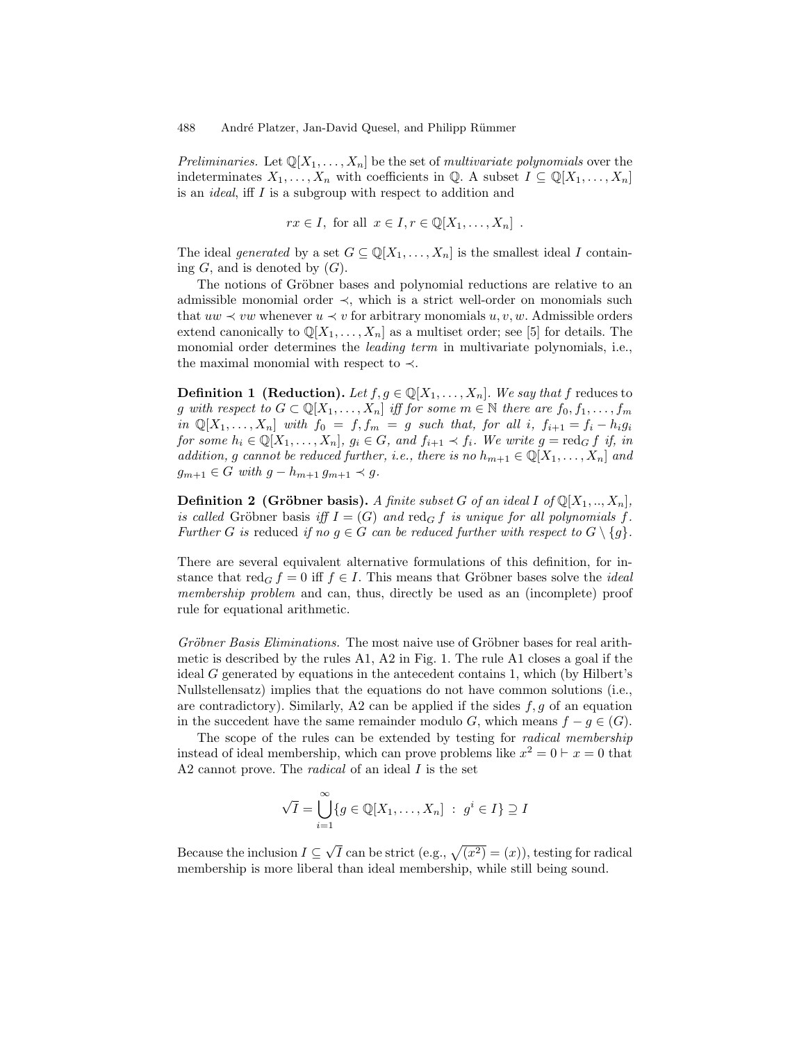*Preliminaries.* Let $\mathbb{Q}[X_1, \ldots, X_n]$ be the set of *multivariate polynomials* over the indeterminates $X_1, \ldots, X_n$ with coefficients in $\mathbb{Q}$. A subset $I \subseteq \mathbb{Q}[X_1, \ldots, X_n]$ is an *ideal*, iff $I$ is a subgroup with respect to addition and

$$rx \in I, \text{ for all } x \in I, r \in \mathbb{Q}[X_1, \ldots, X_n] \ .$$

The ideal *generated* by a set $G \subseteq \mathbb{Q}[X_1, \ldots, X_n]$ is the smallest ideal $I$ containing $G$, and is denoted by $(G)$.

The notions of Gröbner bases and polynomial reductions are relative to an admissible monomial order $\prec$, which is a strict well-order on monomials such that $uw \prec vw$ whenever $u \prec v$ for arbitrary monomials $u, v, w$. Admissible orders extend canonically to $\mathbb{Q}[X_1, \ldots, X_n]$ as a multiset order; see [5] for details. The monomial order determines the *leading term* in multivariate polynomials, i.e., the maximal monomial with respect to $\prec$.

**Definition 1 (Reduction).** *Let $f, g \in \mathbb{Q}[X_1, \ldots, X_n]$. We say that $f$* reduces to *$g$ with respect to $G \subset \mathbb{Q}[X_1, \ldots, X_n]$ iff for some $m \in \mathbb{N}$ there are $f_0, f_1, \ldots, f_m$ in $\mathbb{Q}[X_1, \ldots, X_n]$ with $f_0 = f, f_m = g$ such that, for all $i$, $f_{i+1} = f_i - h_i g_i$ for some $h_i \in \mathbb{Q}[X_1, \ldots, X_n]$, $g_i \in G$, and $f_{i+1} \prec f_i$. We write $g = \mathrm{red}_G\, f$ if, in addition, $g$ cannot be reduced further, i.e., there is no $h_{m+1} \in \mathbb{Q}[X_1, \ldots, X_n]$ and $g_{m+1} \in G$ with $g - h_{m+1}\, g_{m+1} \prec g$.*

**Definition 2 (Gröbner basis).** *A finite subset $G$ of an ideal $I$ of $\mathbb{Q}[X_1, .., X_n]$, is called* Gröbner basis *iff $I = (G)$ and $\mathrm{red}_G\, f$ is unique for all polynomials $f$. Further $G$ is* reduced *if no $g \in G$ can be reduced further with respect to $G \setminus \{g\}$.*

There are several equivalent alternative formulations of this definition, for instance that $\mathrm{red}_G\, f = 0$ iff $f \in I$. This means that Gröbner bases solve the *ideal membership problem* and can, thus, directly be used as an (incomplete) proof rule for equational arithmetic.

*Gröbner Basis Eliminations.* The most naive use of Gröbner bases for real arithmetic is described by the rules A1, A2 in Fig. 1. The rule A1 closes a goal if the ideal $G$ generated by equations in the antecedent contains 1, which (by Hilbert's Nullstellensatz) implies that the equations do not have common solutions (i.e., are contradictory). Similarly, A2 can be applied if the sides $f, g$ of an equation in the succedent have the same remainder modulo $G$, which means $f - g \in (G)$.

The scope of the rules can be extended by testing for *radical membership* instead of ideal membership, which can prove problems like $x^2 = 0 \vdash x = 0$ that A2 cannot prove. The *radical* of an ideal $I$ is the set

$$\sqrt{I} = \bigcup_{i=1}^{\infty} \{g \in \mathbb{Q}[X_1, \ldots, X_n] \ : \ g^i \in I\} \supseteq I$$

Because the inclusion $I \subseteq \sqrt{I}$ can be strict (e.g., $\sqrt{(x^2)} = (x)$), testing for radical membership is more liberal than ideal membership, while still being sound.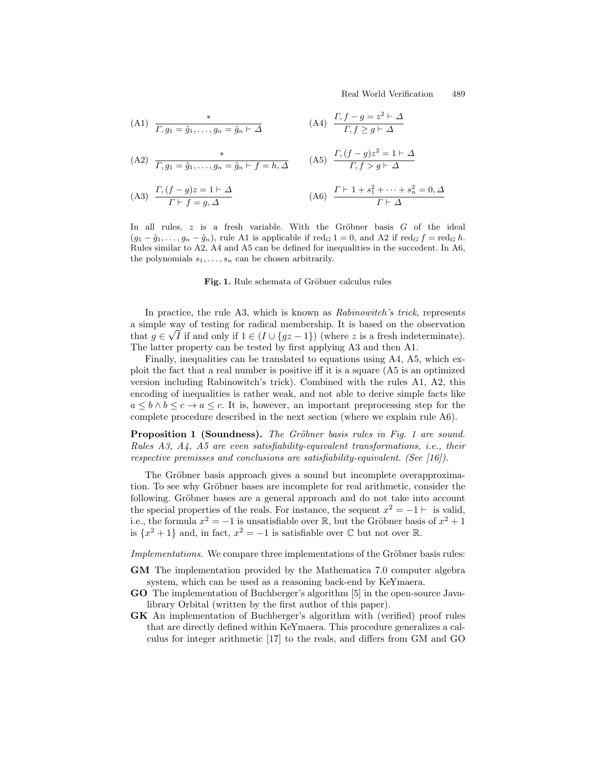$$
\text{(A1)}\quad \frac{*}{\Gamma, g_1 = \tilde{g}_1, \ldots, g_n = \tilde{g}_n \vdash \Delta}
\qquad\qquad
\text{(A4)}\quad \frac{\Gamma, f - g = z^2 \vdash \Delta}{\Gamma, f \geq g \vdash \Delta}
$$

$$
\text{(A2)}\quad \frac{*}{\Gamma, g_1 = \tilde{g}_1, \ldots, g_n = \tilde{g}_n \vdash f = h, \Delta}
\qquad
\text{(A5)}\quad \frac{\Gamma, (f - g)z^2 = 1 \vdash \Delta}{\Gamma, f > g \vdash \Delta}
$$

$$
\text{(A3)}\quad \frac{\Gamma, (f - g)z = 1 \vdash \Delta}{\Gamma \vdash f = g, \Delta}
\qquad\qquad
\text{(A6)}\quad \frac{\Gamma \vdash 1 + s_1^2 + \cdots + s_n^2 = 0, \Delta}{\Gamma \vdash \Delta}
$$

In all rules, $z$ is a fresh variable. With the Gröbner basis $G$ of the ideal $(g_1 - \tilde{g}_1, \ldots, g_n - \tilde{g}_n)$, rule A1 is applicable if $\mathrm{red}_G\, 1 = 0$, and A2 if $\mathrm{red}_G\, f = \mathrm{red}_G\, h$. Rules similar to A2, A4 and A5 can be defined for inequalities in the succedent. In A6, the polynomials $s_1, \ldots, s_n$ can be chosen arbitrarily.

**Fig. 1.** Rule schemata of Gröbner calculus rules

In practice, the rule A3, which is known as *Rabinowitch's trick*, represents a simple way of testing for radical membership. It is based on the observation that $g \in \sqrt{I}$ if and only if $1 \in (I \cup \{gz - 1\})$ (where $z$ is a fresh indeterminate). The latter property can be tested by first applying A3 and then A1.

Finally, inequalities can be translated to equations using A4, A5, which exploit the fact that a real number is positive iff it is a square (A5 is an optimized version including Rabinowitch's trick). Combined with the rules A1, A2, this encoding of inequalities is rather weak, and not able to derive simple facts like $a \leq b \wedge b \leq c \rightarrow a \leq c$. It is, however, an important preprocessing step for the complete procedure described in the next section (where we explain rule A6).

**Proposition 1 (Soundness).** *The Gröbner basis rules in Fig. 1 are sound. Rules A3, A4, A5 are even satisfiability-equivalent transformations, i.e., their respective premisses and conclusions are satisfiability-equivalent. (See [16]).*

The Gröbner basis approach gives a sound but incomplete overapproximation. To see why Gröbner bases are incomplete for real arithmetic, consider the following. Gröbner bases are a general approach and do not take into account the special properties of the reals. For instance, the sequent $x^2 = -1 \vdash$ is valid, i.e., the formula $x^2 = -1$ is unsatisfiable over $\mathbb{R}$, but the Gröbner basis of $x^2 + 1$ is $\{x^2 + 1\}$ and, in fact, $x^2 = -1$ is satisfiable over $\mathbb{C}$ but not over $\mathbb{R}$.

*Implementations.* We compare three implementations of the Gröbner basis rules:

- **GM** The implementation provided by the Mathematica 7.0 computer algebra system, which can be used as a reasoning back-end by KeYmaera.
- **GO** The implementation of Buchberger's algorithm [5] in the open-source Java-library Orbital (written by the first author of this paper).
- **GK** An implementation of Buchberger's algorithm with (verified) proof rules that are directly defined within KeYmaera. This procedure generalizes a calculus for integer arithmetic [17] to the reals, and differs from GM and GO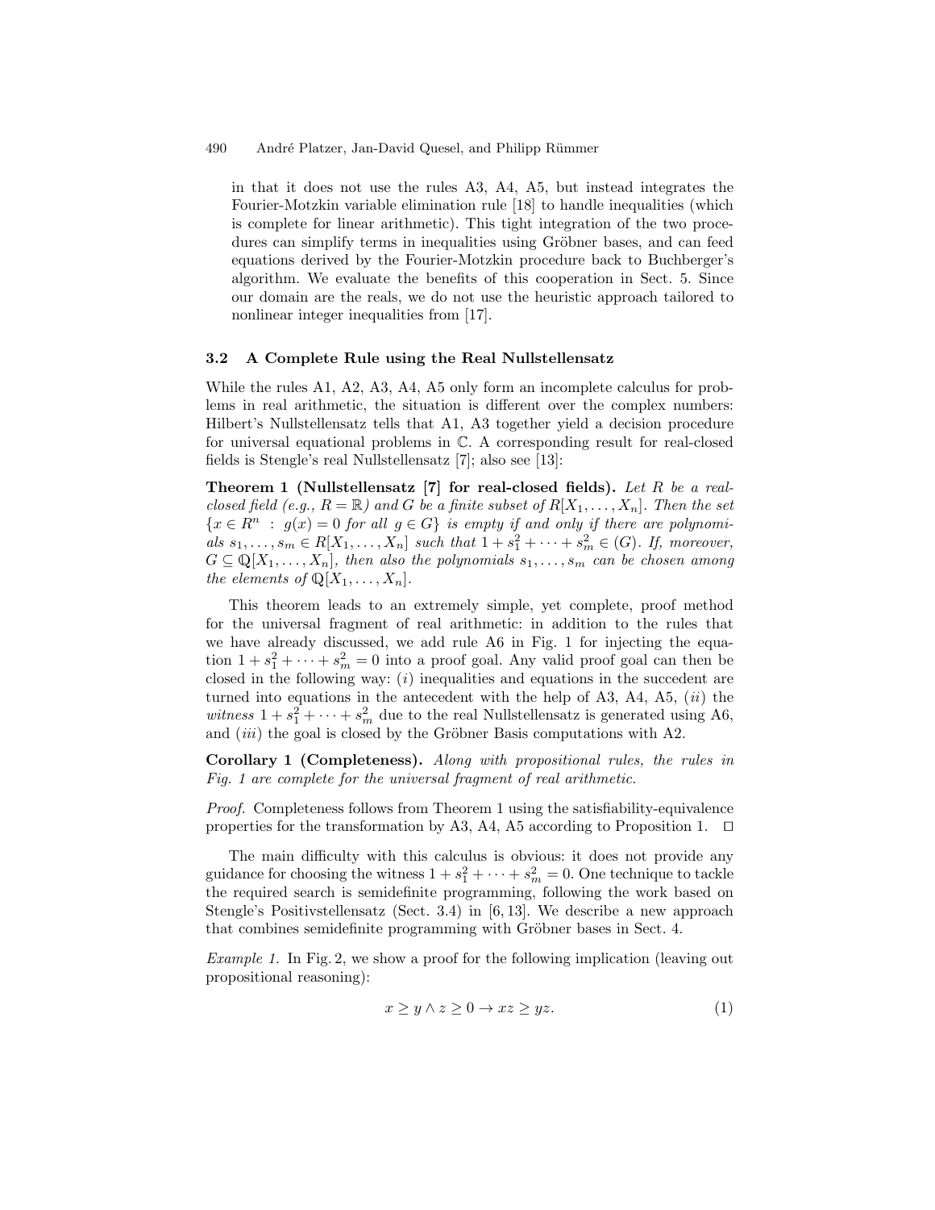in that it does not use the rules A3, A4, A5, but instead integrates the Fourier-Motzkin variable elimination rule [18] to handle inequalities (which is complete for linear arithmetic). This tight integration of the two procedures can simplify terms in inequalities using Gröbner bases, and can feed equations derived by the Fourier-Motzkin procedure back to Buchberger's algorithm. We evaluate the benefits of this cooperation in Sect. 5. Since our domain are the reals, we do not use the heuristic approach tailored to nonlinear integer inequalities from [17].

### 3.2 A Complete Rule using the Real Nullstellensatz

While the rules A1, A2, A3, A4, A5 only form an incomplete calculus for problems in real arithmetic, the situation is different over the complex numbers: Hilbert's Nullstellensatz tells that A1, A3 together yield a decision procedure for universal equational problems in $\mathbb{C}$. A corresponding result for real-closed fields is Stengle's real Nullstellensatz [7]; also see [13]:

**Theorem 1 (Nullstellensatz [7] for real-closed fields).** *Let $R$ be a real-closed field (e.g., $R = \mathbb{R}$) and $G$ be a finite subset of $R[X_1, \ldots, X_n]$. Then the set $\{x \in R^n \ : \ g(x) = 0 \text{ for all } g \in G\}$ is empty if and only if there are polynomials $s_1, \ldots, s_m \in R[X_1, \ldots, X_n]$ such that $1 + s_1^2 + \cdots + s_m^2 \in (G)$. If, moreover, $G \subseteq \mathbb{Q}[X_1, \ldots, X_n]$, then also the polynomials $s_1, \ldots, s_m$ can be chosen among the elements of $\mathbb{Q}[X_1, \ldots, X_n]$.*

This theorem leads to an extremely simple, yet complete, proof method for the universal fragment of real arithmetic: in addition to the rules that we have already discussed, we add rule A6 in Fig. 1 for injecting the equation $1 + s_1^2 + \cdots + s_m^2 = 0$ into a proof goal. Any valid proof goal can then be closed in the following way: $(i)$ inequalities and equations in the succedent are turned into equations in the antecedent with the help of A3, A4, A5, $(ii)$ the *witness* $1 + s_1^2 + \cdots + s_m^2$ due to the real Nullstellensatz is generated using A6, and $(iii)$ the goal is closed by the Gröbner Basis computations with A2.

**Corollary 1 (Completeness).** *Along with propositional rules, the rules in Fig. 1 are complete for the universal fragment of real arithmetic.*

*Proof.* Completeness follows from Theorem 1 using the satisfiability-equivalence properties for the transformation by A3, A4, A5 according to Proposition 1. □

The main difficulty with this calculus is obvious: it does not provide any guidance for choosing the witness $1 + s_1^2 + \cdots + s_m^2 = 0$. One technique to tackle the required search is semidefinite programming, following the work based on Stengle's Positivstellensatz (Sect. 3.4) in [6, 13]. We describe a new approach that combines semidefinite programming with Gröbner bases in Sect. 4.

*Example 1.* In Fig. 2, we show a proof for the following implication (leaving out propositional reasoning):

$$x \geq y \wedge z \geq 0 \rightarrow xz \geq yz. \tag{1}$$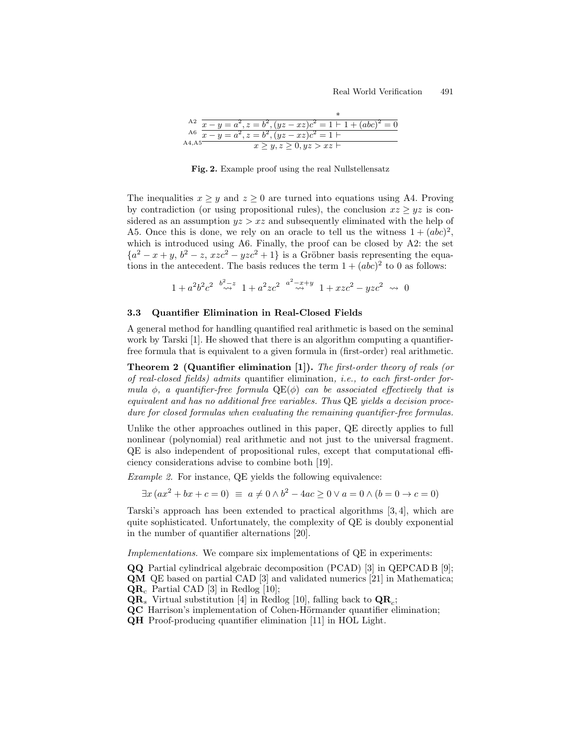$$
\dfrac{\dfrac{\dfrac{*}{x-y=a^2, z=b^2, (yz-xz)c^2=1 \vdash 1+(abc)^2=0}\ \text{A2}}{x-y=a^2, z=b^2, (yz-xz)c^2=1 \vdash}\ \text{A6}}{x \geq y, z \geq 0, yz > xz \vdash}\ \text{A4,A5}
$$

**Fig. 2.** Example proof using the real Nullstellensatz

The inequalities $x \geq y$ and $z \geq 0$ are turned into equations using A4. Proving by contradiction (or using propositional rules), the conclusion $xz \geq yz$ is considered as an assumption $yz > xz$ and subsequently eliminated with the help of A5. Once this is done, we rely on an oracle to tell us the witness $1 + (abc)^2$, which is introduced using A6. Finally, the proof can be closed by A2: the set $\{a^2 - x + y, b^2 - z, xzc^2 - yzc^2 + 1\}$ is a Gröbner basis representing the equations in the antecedent. The basis reduces the term $1 + (abc)^2$ to 0 as follows:

$$
1 + a^2b^2c^2 \overset{b^2-z}{\rightsquigarrow} 1 + a^2zc^2 \overset{a^2-x+y}{\rightsquigarrow} 1 + xzc^2 - yzc^2 \rightsquigarrow 0
$$

### 3.3 Quantifier Elimination in Real-Closed Fields

A general method for handling quantified real arithmetic is based on the seminal work by Tarski [1]. He showed that there is an algorithm computing a quantifier-free formula that is equivalent to a given formula in (first-order) real arithmetic.

**Theorem 2 (Quantifier elimination [1]).** *The first-order theory of reals (or of real-closed fields) admits* quantifier elimination*, i.e., to each first-order formula $\phi$, a quantifier-free formula $\mathrm{QE}(\phi)$ can be associated effectively that is equivalent and has no additional free variables. Thus* QE *yields a decision procedure for closed formulas when evaluating the remaining quantifier-free formulas.*

Unlike the other approaches outlined in this paper, QE directly applies to full nonlinear (polynomial) real arithmetic and not just to the universal fragment. QE is also independent of propositional rules, except that computational efficiency considerations advise to combine both [19].

*Example 2.* For instance, QE yields the following equivalence:

$$
\exists x\, (ax^2 + bx + c = 0) \equiv a \neq 0 \wedge b^2 - 4ac \geq 0 \vee a = 0 \wedge (b = 0 \rightarrow c = 0)
$$

Tarski's approach has been extended to practical algorithms [3, 4], which are quite sophisticated. Unfortunately, the complexity of QE is doubly exponential in the number of quantifier alternations [20].

*Implementations.* We compare six implementations of QE in experiments:

**QQ** Partial cylindrical algebraic decomposition (PCAD) [3] in QEPCAD B [9];
**QM** QE based on partial CAD [3] and validated numerics [21] in Mathematica;
$\mathbf{QR}_c$ Partial CAD [3] in Redlog [10];
$\mathbf{QR}_s$ Virtual substitution [4] in Redlog [10], falling back to $\mathbf{QR}_c$;
**QC** Harrison's implementation of Cohen-Hörmander quantifier elimination;
**QH** Proof-producing quantifier elimination [11] in HOL Light.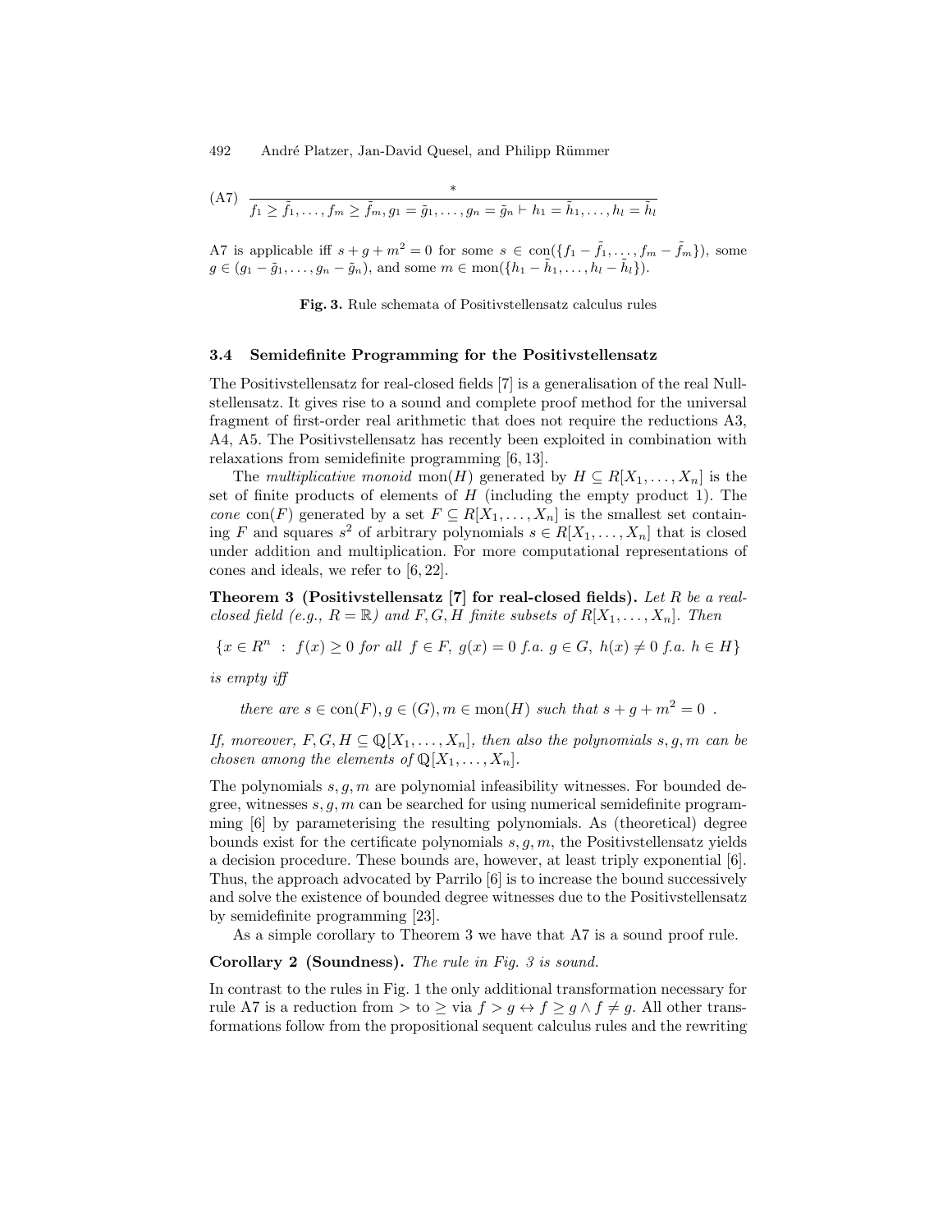$$\text{(A7)}\quad \frac{*}{f_1 \geq \tilde{f}_1, \ldots, f_m \geq \tilde{f}_m, g_1 = \tilde{g}_1, \ldots, g_n = \tilde{g}_n \vdash h_1 = \tilde{h}_1, \ldots, h_l = \tilde{h}_l}$$

A7 is applicable iff $s + g + m^2 = 0$ for some $s \in \text{con}(\{f_1 - \tilde{f}_1, \ldots, f_m - \tilde{f}_m\})$, some $g \in (g_1 - \tilde{g}_1, \ldots, g_n - \tilde{g}_n)$, and some $m \in \text{mon}(\{h_1 - \tilde{h}_1, \ldots, h_l - \tilde{h}_l\})$.

**Fig. 3.** Rule schemata of Positivstellensatz calculus rules

### 3.4 Semidefinite Programming for the Positivstellensatz

The Positivstellensatz for real-closed fields [7] is a generalisation of the real Nullstellensatz. It gives rise to a sound and complete proof method for the universal fragment of first-order real arithmetic that does not require the reductions A3, A4, A5. The Positivstellensatz has recently been exploited in combination with relaxations from semidefinite programming [6, 13].

The *multiplicative monoid* $\text{mon}(H)$ generated by $H \subseteq R[X_1, \ldots, X_n]$ is the set of finite products of elements of $H$ (including the empty product 1). The *cone* $\text{con}(F)$ generated by a set $F \subseteq R[X_1, \ldots, X_n]$ is the smallest set containing $F$ and squares $s^2$ of arbitrary polynomials $s \in R[X_1, \ldots, X_n]$ that is closed under addition and multiplication. For more computational representations of cones and ideals, we refer to [6, 22].

**Theorem 3 (Positivstellensatz [7] for real-closed fields).** *Let $R$ be a real-closed field (e.g., $R = \mathbb{R}$) and $F, G, H$ finite subsets of $R[X_1, \ldots, X_n]$. Then*

$$\{x \in R^n \ : \ f(x) \geq 0 \text{ for all } f \in F,\ g(x) = 0 \text{ f.a. } g \in G,\ h(x) \neq 0 \text{ f.a. } h \in H\}$$

*is empty iff*

*there are $s \in \text{con}(F), g \in (G), m \in \text{mon}(H)$ such that $s + g + m^2 = 0$ .*

*If, moreover, $F, G, H \subseteq \mathbb{Q}[X_1, \ldots, X_n]$, then also the polynomials $s, g, m$ can be chosen among the elements of $\mathbb{Q}[X_1, \ldots, X_n]$.*

The polynomials $s, g, m$ are polynomial infeasibility witnesses. For bounded degree, witnesses $s, g, m$ can be searched for using numerical semidefinite programming [6] by parameterising the resulting polynomials. As (theoretical) degree bounds exist for the certificate polynomials $s, g, m$, the Positivstellensatz yields a decision procedure. These bounds are, however, at least triply exponential [6]. Thus, the approach advocated by Parrilo [6] is to increase the bound successively and solve the existence of bounded degree witnesses due to the Positivstellensatz by semidefinite programming [23].

As a simple corollary to Theorem 3 we have that A7 is a sound proof rule.

**Corollary 2 (Soundness).** *The rule in Fig. 3 is sound.*

In contrast to the rules in Fig. 1 the only additional transformation necessary for rule A7 is a reduction from $>$ to $\geq$ via $f > g \leftrightarrow f \geq g \wedge f \neq g$. All other transformations follow from the propositional sequent calculus rules and the rewriting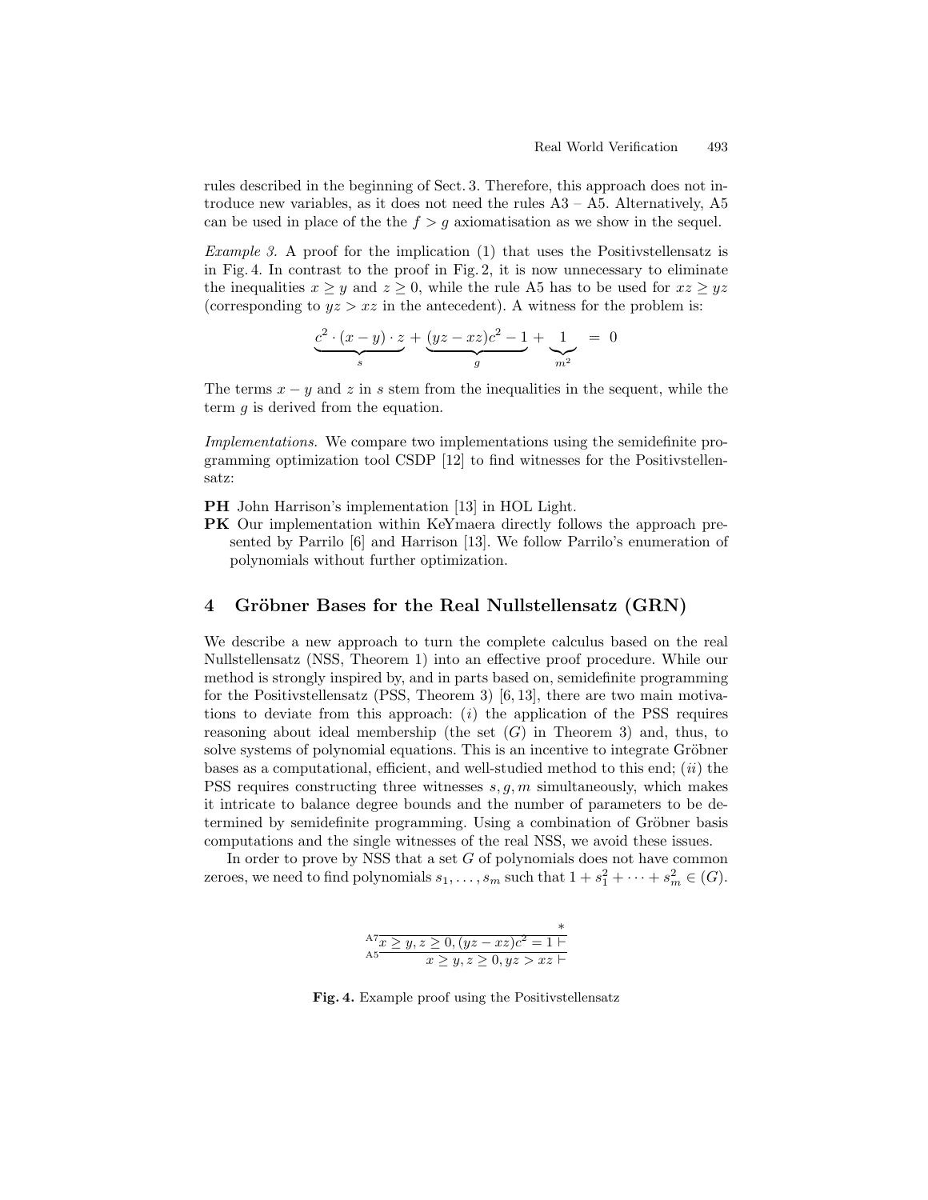rules described in the beginning of Sect. 3. Therefore, this approach does not introduce new variables, as it does not need the rules A3 – A5. Alternatively, A5 can be used in place of the the $f > g$ axiomatisation as we show in the sequel.

*Example 3.* A proof for the implication (1) that uses the Positivstellensatz is in Fig. 4. In contrast to the proof in Fig. 2, it is now unnecessary to eliminate the inequalities $x \geq y$ and $z \geq 0$, while the rule A5 has to be used for $xz \geq yz$ (corresponding to $yz > xz$ in the antecedent). A witness for the problem is:

$$\underbrace{c^2 \cdot (x-y) \cdot z}_{s} + \underbrace{(yz - xz)c^2 - 1}_{g} + \underbrace{1}_{m^2} \;=\; 0$$

The terms $x - y$ and $z$ in $s$ stem from the inequalities in the sequent, while the term $g$ is derived from the equation.

*Implementations.* We compare two implementations using the semidefinite programming optimization tool CSDP [12] to find witnesses for the Positivstellensatz:

**PH** John Harrison's implementation [13] in HOL Light.

**PK** Our implementation within KeYmaera directly follows the approach presented by Parrilo [6] and Harrison [13]. We follow Parrilo's enumeration of polynomials without further optimization.

## 4 Gröbner Bases for the Real Nullstellensatz (GRN)

We describe a new approach to turn the complete calculus based on the real Nullstellensatz (NSS, Theorem 1) into an effective proof procedure. While our method is strongly inspired by, and in parts based on, semidefinite programming for the Positivstellensatz (PSS, Theorem 3) [6, 13], there are two main motivations to deviate from this approach: (*i*) the application of the PSS requires reasoning about ideal membership (the set $(G)$ in Theorem 3) and, thus, to solve systems of polynomial equations. This is an incentive to integrate Gröbner bases as a computational, efficient, and well-studied method to this end; (*ii*) the PSS requires constructing three witnesses $s, g, m$ simultaneously, which makes it intricate to balance degree bounds and the number of parameters to be determined by semidefinite programming. Using a combination of Gröbner basis computations and the single witnesses of the real NSS, we avoid these issues.

In order to prove by NSS that a set $G$ of polynomials does not have common zeroes, we need to find polynomials $s_1, \ldots, s_m$ such that $1 + s_1^2 + \cdots + s_m^2 \in (G)$.

$$\dfrac{\dfrac{*}{x \geq y, z \geq 0, (yz - xz)c^2 = 1 \vdash}\,\text{A7}}{x \geq y, z \geq 0, yz > xz \vdash}\,\text{A5}$$

**Fig. 4.** Example proof using the Positivstellensatz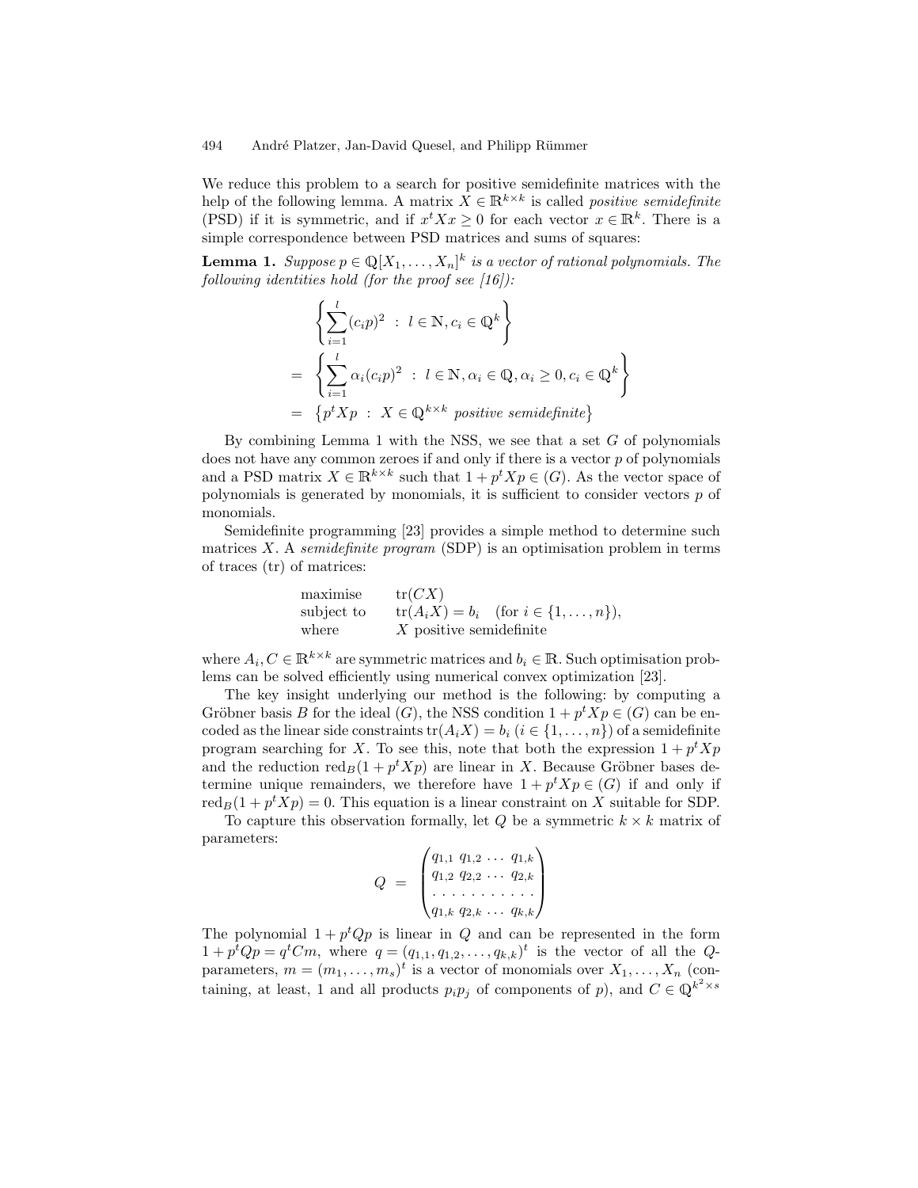We reduce this problem to a search for positive semidefinite matrices with the help of the following lemma. A matrix $X \in \mathbb{R}^{k \times k}$ is called *positive semidefinite* (PSD) if it is symmetric, and if $x^t X x \geq 0$ for each vector $x \in \mathbb{R}^k$. There is a simple correspondence between PSD matrices and sums of squares:

**Lemma 1.** *Suppose $p \in \mathbb{Q}[X_1, \ldots, X_n]^k$ is a vector of rational polynomials. The following identities hold (for the proof see [16]):*

$$
\begin{aligned}
& \left\{ \sum_{i=1}^{l} (c_i p)^2 \ : \ l \in \mathbb{N}, c_i \in \mathbb{Q}^k \right\} \\
= & \left\{ \sum_{i=1}^{l} \alpha_i (c_i p)^2 \ : \ l \in \mathbb{N}, \alpha_i \in \mathbb{Q}, \alpha_i \geq 0, c_i \in \mathbb{Q}^k \right\} \\
= & \left\{ p^t X p \ : \ X \in \mathbb{Q}^{k \times k} \text{ positive semidefinite} \right\}
\end{aligned}
$$

By combining Lemma 1 with the NSS, we see that a set $G$ of polynomials does not have any common zeroes if and only if there is a vector $p$ of polynomials and a PSD matrix $X \in \mathbb{R}^{k \times k}$ such that $1 + p^t X p \in (G)$. As the vector space of polynomials is generated by monomials, it is sufficient to consider vectors $p$ of monomials.

Semidefinite programming [23] provides a simple method to determine such matrices $X$. A *semidefinite program* (SDP) is an optimisation problem in terms of traces (tr) of matrices:

$$
\begin{array}{ll}
\text{maximise} & \mathrm{tr}(CX) \\
\text{subject to} & \mathrm{tr}(A_i X) = b_i \quad (\text{for } i \in \{1, \ldots, n\}), \\
\text{where} & X \text{ positive semidefinite}
\end{array}
$$

where $A_i, C \in \mathbb{R}^{k \times k}$ are symmetric matrices and $b_i \in \mathbb{R}$. Such optimisation problems can be solved efficiently using numerical convex optimization [23].

The key insight underlying our method is the following: by computing a Gröbner basis $B$ for the ideal $(G)$, the NSS condition $1 + p^t X p \in (G)$ can be encoded as the linear side constraints $\mathrm{tr}(A_i X) = b_i$ ($i \in \{1, \ldots, n\}$) of a semidefinite program searching for $X$. To see this, note that both the expression $1 + p^t X p$ and the reduction $\mathrm{red}_B(1 + p^t X p)$ are linear in $X$. Because Gröbner bases determine unique remainders, we therefore have $1 + p^t X p \in (G)$ if and only if $\mathrm{red}_B(1 + p^t X p) = 0$. This equation is a linear constraint on $X$ suitable for SDP.

To capture this observation formally, let $Q$ be a symmetric $k \times k$ matrix of parameters:

$$
Q \;=\; \begin{pmatrix} q_{1,1} & q_{1,2} & \cdots & q_{1,k} \\ q_{1,2} & q_{2,2} & \cdots & q_{2,k} \\ \cdots & \cdots & \cdots & \cdots \\ q_{1,k} & q_{2,k} & \cdots & q_{k,k} \end{pmatrix}
$$

The polynomial $1 + p^t Q p$ is linear in $Q$ and can be represented in the form $1 + p^t Q p = q^t C m$, where $q = (q_{1,1}, q_{1,2}, \ldots, q_{k,k})^t$ is the vector of all the $Q$-parameters, $m = (m_1, \ldots, m_s)^t$ is a vector of monomials over $X_1, \ldots, X_n$ (containing, at least, 1 and all products $p_i p_j$ of components of $p$), and $C \in \mathbb{Q}^{k^2 \times s}$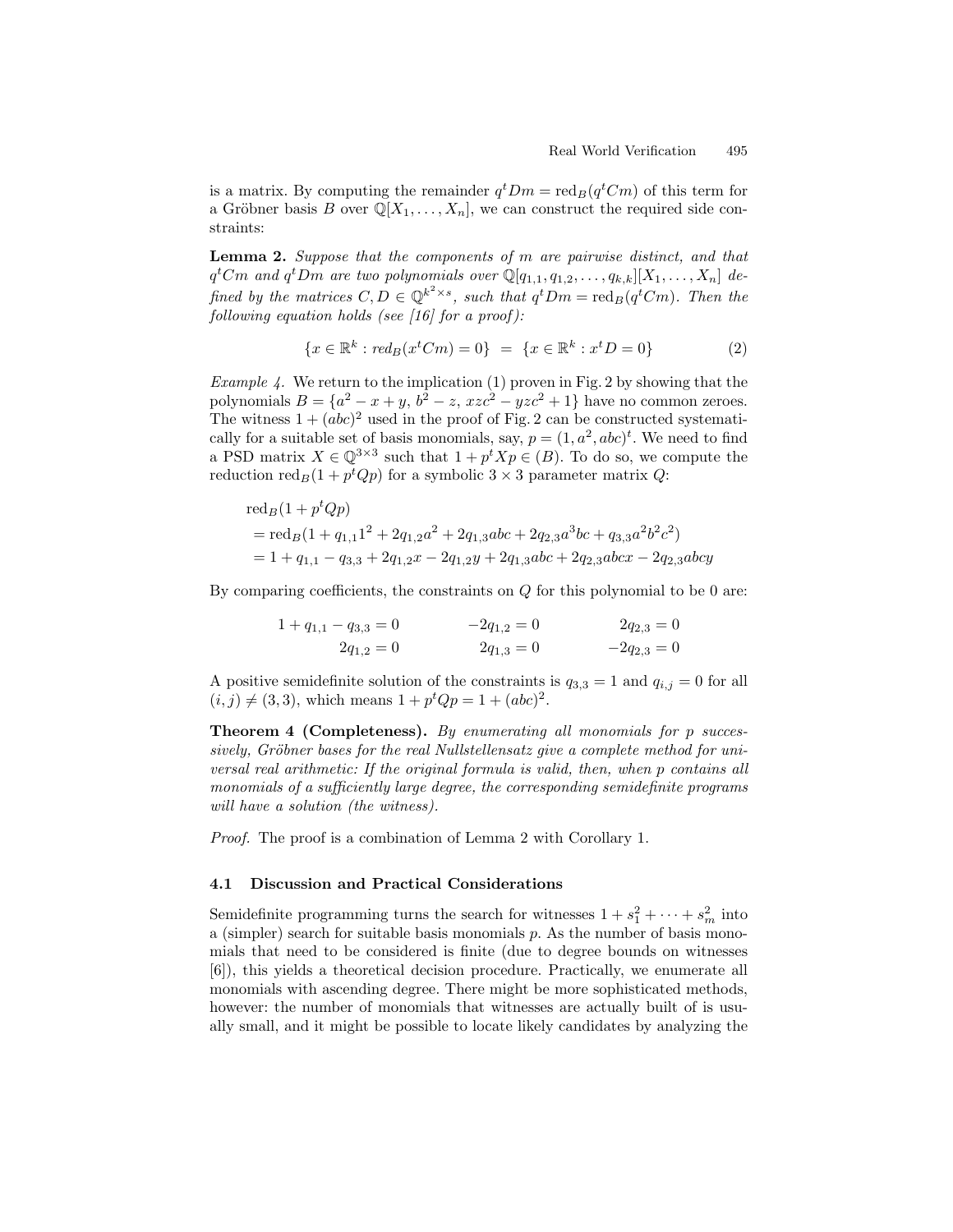is a matrix. By computing the remainder $q^t Dm = \mathrm{red}_B(q^t Cm)$ of this term for a Gröbner basis $B$ over $\mathbb{Q}[X_1, \ldots, X_n]$, we can construct the required side constraints:

**Lemma 2.** *Suppose that the components of $m$ are pairwise distinct, and that $q^t Cm$ and $q^t Dm$ are two polynomials over $\mathbb{Q}[q_{1,1}, q_{1,2}, \ldots, q_{k,k}][X_1, \ldots, X_n]$ defined by the matrices $C, D \in \mathbb{Q}^{k^2 \times s}$, such that $q^t Dm = \mathrm{red}_B(q^t Cm)$. Then the following equation holds (see [16] for a proof):*

$$\{x \in \mathbb{R}^k : red_B(x^t Cm) = 0\} \;=\; \{x \in \mathbb{R}^k : x^t D = 0\} \tag{2}$$

*Example 4.* We return to the implication (1) proven in Fig. 2 by showing that the polynomials $B = \{a^2 - x + y,\, b^2 - z,\, xzc^2 - yzc^2 + 1\}$ have no common zeroes. The witness $1 + (abc)^2$ used in the proof of Fig. 2 can be constructed systematically for a suitable set of basis monomials, say, $p = (1, a^2, abc)^t$. We need to find a PSD matrix $X \in \mathbb{Q}^{3\times3}$ such that $1 + p^t X p \in (B)$. To do so, we compute the reduction $\mathrm{red}_B(1 + p^t Q p)$ for a symbolic $3 \times 3$ parameter matrix $Q$:

$$\begin{aligned}
&\mathrm{red}_B(1 + p^t Q p) \\
&= \mathrm{red}_B(1 + q_{1,1}1^2 + 2q_{1,2}a^2 + 2q_{1,3}abc + 2q_{2,3}a^3bc + q_{3,3}a^2b^2c^2) \\
&= 1 + q_{1,1} - q_{3,3} + 2q_{1,2}x - 2q_{1,2}y + 2q_{1,3}abc + 2q_{2,3}abcx - 2q_{2,3}abcy
\end{aligned}$$

By comparing coefficients, the constraints on $Q$ for this polynomial to be 0 are:

$$\begin{array}{ccc}
1 + q_{1,1} - q_{3,3} = 0 & -2q_{1,2} = 0 & 2q_{2,3} = 0 \\
2q_{1,2} = 0 & 2q_{1,3} = 0 & -2q_{2,3} = 0
\end{array}$$

A positive semidefinite solution of the constraints is $q_{3,3} = 1$ and $q_{i,j} = 0$ for all $(i,j) \neq (3,3)$, which means $1 + p^t Q p = 1 + (abc)^2$.

**Theorem 4 (Completeness).** *By enumerating all monomials for $p$ successively, Gröbner bases for the real Nullstellensatz give a complete method for universal real arithmetic: If the original formula is valid, then, when $p$ contains all monomials of a sufficiently large degree, the corresponding semidefinite programs will have a solution (the witness).*

*Proof.* The proof is a combination of Lemma 2 with Corollary 1.

### 4.1 Discussion and Practical Considerations

Semidefinite programming turns the search for witnesses $1 + s_1^2 + \cdots + s_m^2$ into a (simpler) search for suitable basis monomials $p$. As the number of basis monomials that need to be considered is finite (due to degree bounds on witnesses [6]), this yields a theoretical decision procedure. Practically, we enumerate all monomials with ascending degree. There might be more sophisticated methods, however: the number of monomials that witnesses are actually built of is usually small, and it might be possible to locate likely candidates by analyzing the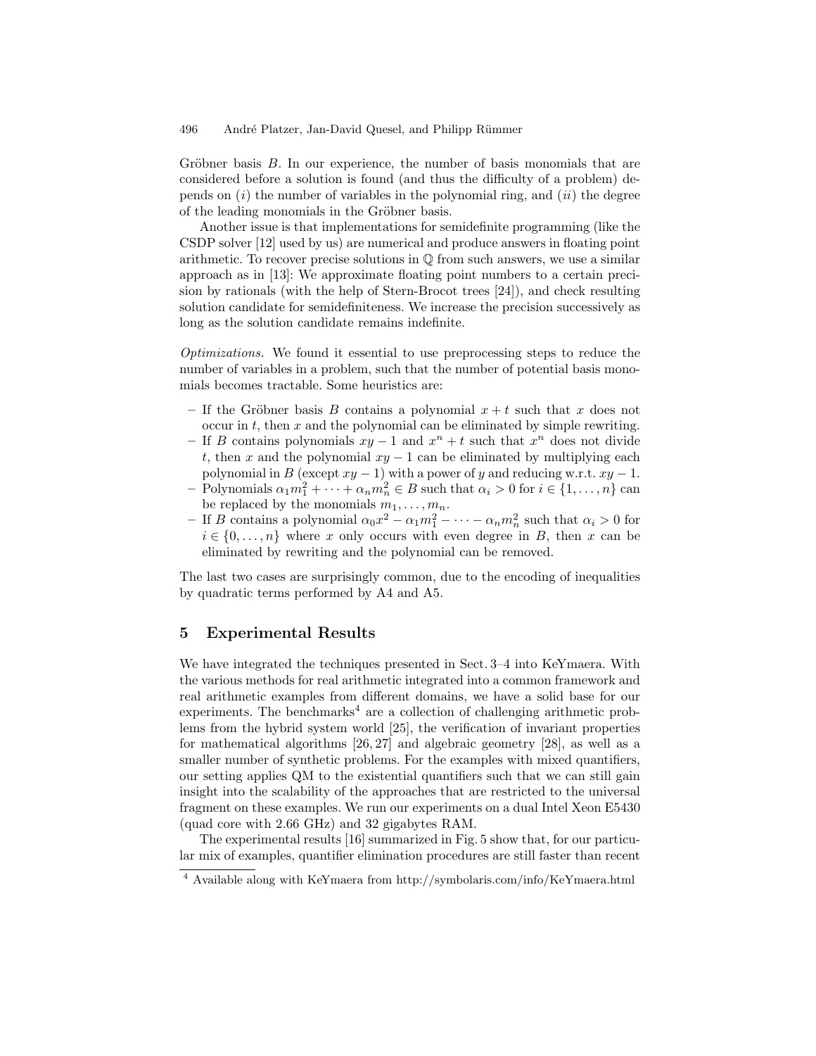Gröbner basis $B$. In our experience, the number of basis monomials that are considered before a solution is found (and thus the difficulty of a problem) depends on $(i)$ the number of variables in the polynomial ring, and $(ii)$ the degree of the leading monomials in the Gröbner basis.

Another issue is that implementations for semidefinite programming (like the CSDP solver [12] used by us) are numerical and produce answers in floating point arithmetic. To recover precise solutions in $\mathbb{Q}$ from such answers, we use a similar approach as in [13]: We approximate floating point numbers to a certain precision by rationals (with the help of Stern-Brocot trees [24]), and check resulting solution candidate for semidefiniteness. We increase the precision successively as long as the solution candidate remains indefinite.

*Optimizations.* We found it essential to use preprocessing steps to reduce the number of variables in a problem, such that the number of potential basis monomials becomes tractable. Some heuristics are:

- If the Gröbner basis $B$ contains a polynomial $x + t$ such that $x$ does not occur in $t$, then $x$ and the polynomial can be eliminated by simple rewriting.
- If $B$ contains polynomials $xy - 1$ and $x^n + t$ such that $x^n$ does not divide $t$, then $x$ and the polynomial $xy - 1$ can be eliminated by multiplying each polynomial in $B$ (except $xy - 1$) with a power of $y$ and reducing w.r.t. $xy - 1$.
- Polynomials $\alpha_1 m_1^2 + \cdots + \alpha_n m_n^2 \in B$ such that $\alpha_i > 0$ for $i \in \{1, \ldots, n\}$ can be replaced by the monomials $m_1, \ldots, m_n$.
- If $B$ contains a polynomial $\alpha_0 x^2 - \alpha_1 m_1^2 - \cdots - \alpha_n m_n^2$ such that $\alpha_i > 0$ for $i \in \{0, \ldots, n\}$ where $x$ only occurs with even degree in $B$, then $x$ can be eliminated by rewriting and the polynomial can be removed.

The last two cases are surprisingly common, due to the encoding of inequalities by quadratic terms performed by A4 and A5.

## 5 Experimental Results

We have integrated the techniques presented in Sect. 3–4 into KeYmaera. With the various methods for real arithmetic integrated into a common framework and real arithmetic examples from different domains, we have a solid base for our experiments. The benchmarks[4] are a collection of challenging arithmetic problems from the hybrid system world [25], the verification of invariant properties for mathematical algorithms [26, 27] and algebraic geometry [28], as well as a smaller number of synthetic problems. For the examples with mixed quantifiers, our setting applies QM to the existential quantifiers such that we can still gain insight into the scalability of the approaches that are restricted to the universal fragment on these examples. We run our experiments on a dual Intel Xeon E5430 (quad core with 2.66 GHz) and 32 gigabytes RAM.

The experimental results [16] summarized in Fig. 5 show that, for our particular mix of examples, quantifier elimination procedures are still faster than recent

[4] Available along with KeYmaera from http://symbolaris.com/info/KeYmaera.html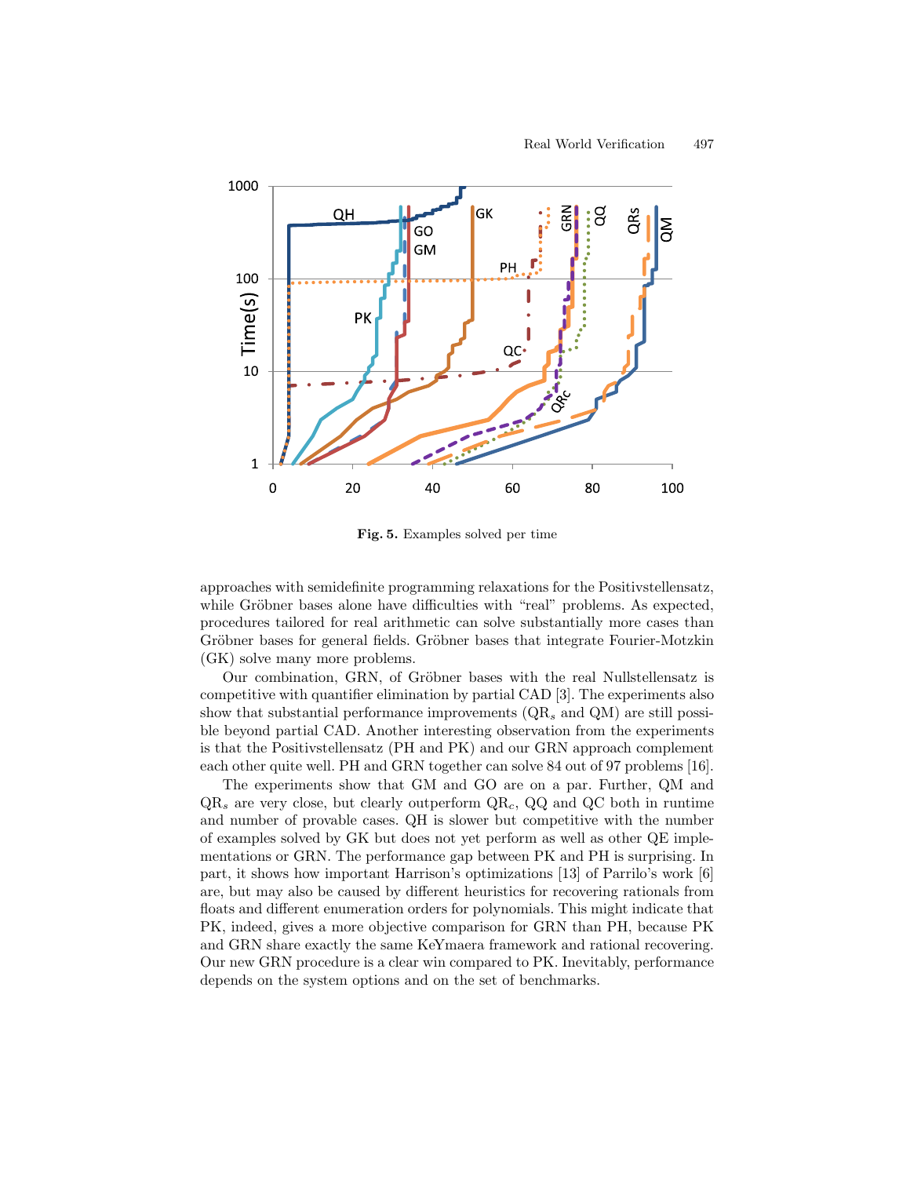Fig. 5. Examples solved per time

approaches with semidefinite programming relaxations for the Positivstellensatz, while Gröbner bases alone have difficulties with "real" problems. As expected, procedures tailored for real arithmetic can solve substantially more cases than Gröbner bases for general fields. Gröbner bases that integrate Fourier-Motzkin (GK) solve many more problems.

Our combination, GRN, of Gröbner bases with the real Nullstellensatz is competitive with quantifier elimination by partial CAD [3]. The experiments also show that substantial performance improvements ($QR_s$ and QM) are still possible beyond partial CAD. Another interesting observation from the experiments is that the Positivstellensatz (PH and PK) and our GRN approach complement each other quite well. PH and GRN together can solve 84 out of 97 problems [16].

The experiments show that GM and GO are on a par. Further, QM and $QR_s$ are very close, but clearly outperform $QR_c$, QQ and QC both in runtime and number of provable cases. QH is slower but competitive with the number of examples solved by GK but does not yet perform as well as other QE implementations or GRN. The performance gap between PK and PH is surprising. In part, it shows how important Harrison's optimizations [13] of Parrilo's work [6] are, but may also be caused by different heuristics for recovering rationals from floats and different enumeration orders for polynomials. This might indicate that PK, indeed, gives a more objective comparison for GRN than PH, because PK and GRN share exactly the same KeYmaera framework and rational recovering. Our new GRN procedure is a clear win compared to PK. Inevitably, performance depends on the system options and on the set of benchmarks.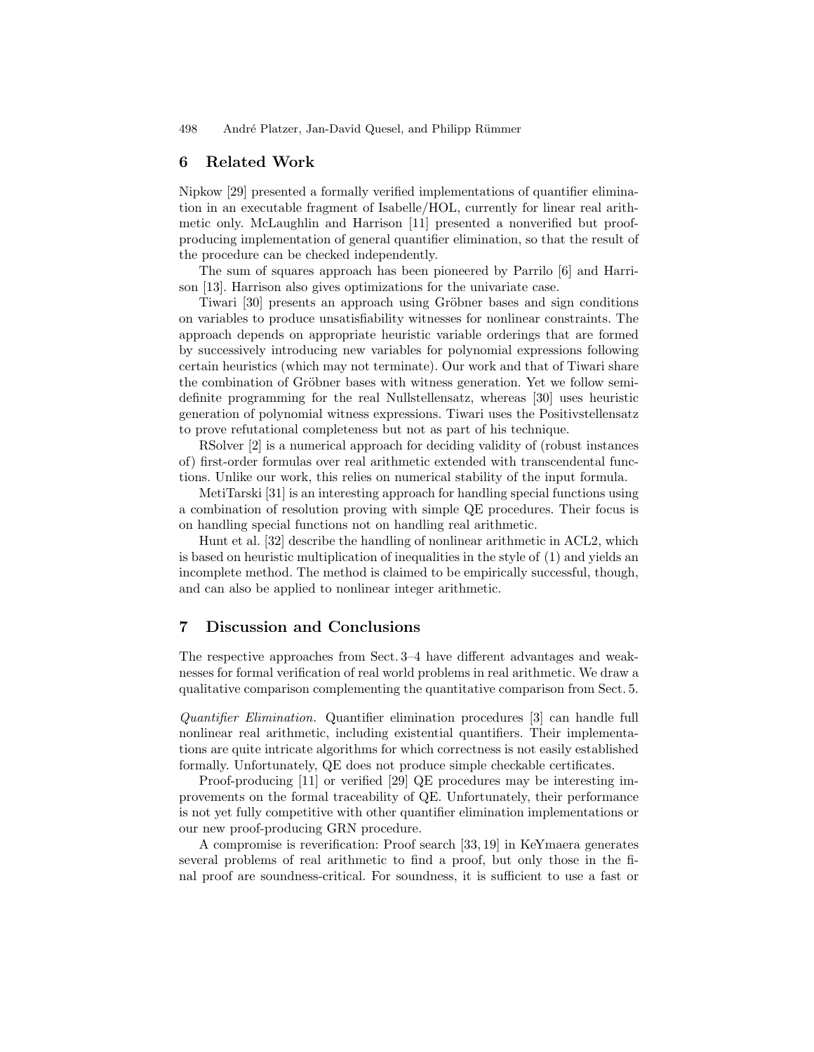## 6 Related Work

Nipkow [29] presented a formally verified implementations of quantifier elimination in an executable fragment of Isabelle/HOL, currently for linear real arithmetic only. McLaughlin and Harrison [11] presented a nonverified but proof-producing implementation of general quantifier elimination, so that the result of the procedure can be checked independently.

The sum of squares approach has been pioneered by Parrilo [6] and Harrison [13]. Harrison also gives optimizations for the univariate case.

Tiwari [30] presents an approach using Gröbner bases and sign conditions on variables to produce unsatisfiability witnesses for nonlinear constraints. The approach depends on appropriate heuristic variable orderings that are formed by successively introducing new variables for polynomial expressions following certain heuristics (which may not terminate). Our work and that of Tiwari share the combination of Gröbner bases with witness generation. Yet we follow semidefinite programming for the real Nullstellensatz, whereas [30] uses heuristic generation of polynomial witness expressions. Tiwari uses the Positivstellensatz to prove refutational completeness but not as part of his technique.

RSolver [2] is a numerical approach for deciding validity of (robust instances of) first-order formulas over real arithmetic extended with transcendental functions. Unlike our work, this relies on numerical stability of the input formula.

MetiTarski [31] is an interesting approach for handling special functions using a combination of resolution proving with simple QE procedures. Their focus is on handling special functions not on handling real arithmetic.

Hunt et al. [32] describe the handling of nonlinear arithmetic in ACL2, which is based on heuristic multiplication of inequalities in the style of (1) and yields an incomplete method. The method is claimed to be empirically successful, though, and can also be applied to nonlinear integer arithmetic.

## 7 Discussion and Conclusions

The respective approaches from Sect. 3–4 have different advantages and weaknesses for formal verification of real world problems in real arithmetic. We draw a qualitative comparison complementing the quantitative comparison from Sect. 5.

*Quantifier Elimination.* Quantifier elimination procedures [3] can handle full nonlinear real arithmetic, including existential quantifiers. Their implementations are quite intricate algorithms for which correctness is not easily established formally. Unfortunately, QE does not produce simple checkable certificates.

Proof-producing [11] or verified [29] QE procedures may be interesting improvements on the formal traceability of QE. Unfortunately, their performance is not yet fully competitive with other quantifier elimination implementations or our new proof-producing GRN procedure.

A compromise is reverification: Proof search [33, 19] in KeYmaera generates several problems of real arithmetic to find a proof, but only those in the final proof are soundness-critical. For soundness, it is sufficient to use a fast or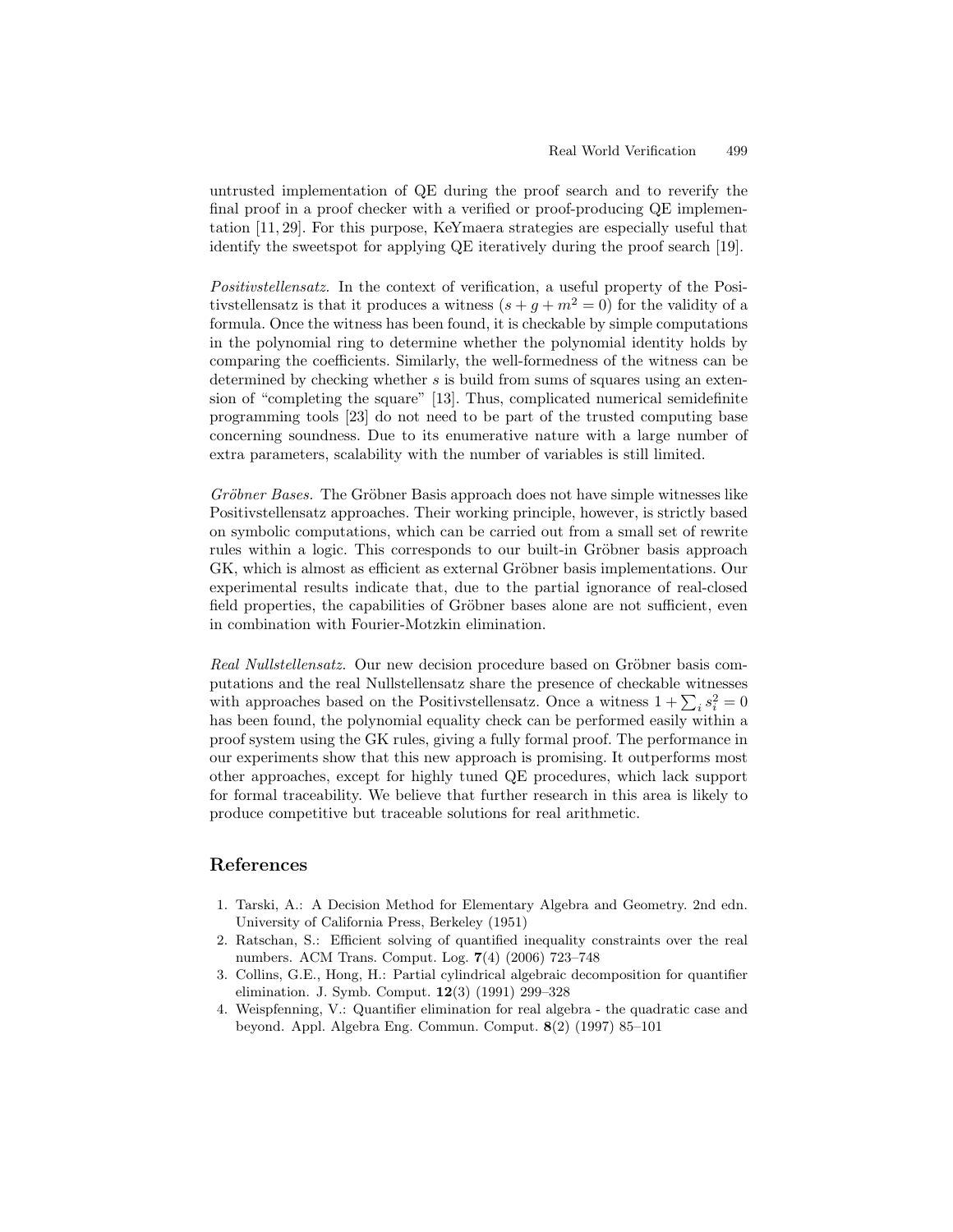untrusted implementation of QE during the proof search and to reverify the final proof in a proof checker with a verified or proof-producing QE implementation [11, 29]. For this purpose, KeYmaera strategies are especially useful that identify the sweetspot for applying QE iteratively during the proof search [19].

*Positivstellensatz.* In the context of verification, a useful property of the Positivstellensatz is that it produces a witness $(s + g + m^2 = 0)$ for the validity of a formula. Once the witness has been found, it is checkable by simple computations in the polynomial ring to determine whether the polynomial identity holds by comparing the coefficients. Similarly, the well-formedness of the witness can be determined by checking whether $s$ is build from sums of squares using an extension of "completing the square" [13]. Thus, complicated numerical semidefinite programming tools [23] do not need to be part of the trusted computing base concerning soundness. Due to its enumerative nature with a large number of extra parameters, scalability with the number of variables is still limited.

*Gröbner Bases.* The Gröbner Basis approach does not have simple witnesses like Positivstellensatz approaches. Their working principle, however, is strictly based on symbolic computations, which can be carried out from a small set of rewrite rules within a logic. This corresponds to our built-in Gröbner basis approach GK, which is almost as efficient as external Gröbner basis implementations. Our experimental results indicate that, due to the partial ignorance of real-closed field properties, the capabilities of Gröbner bases alone are not sufficient, even in combination with Fourier-Motzkin elimination.

*Real Nullstellensatz.* Our new decision procedure based on Gröbner basis computations and the real Nullstellensatz share the presence of checkable witnesses with approaches based on the Positivstellensatz. Once a witness $1 + \sum_i s_i^2 = 0$ has been found, the polynomial equality check can be performed easily within a proof system using the GK rules, giving a fully formal proof. The performance in our experiments show that this new approach is promising. It outperforms most other approaches, except for highly tuned QE procedures, which lack support for formal traceability. We believe that further research in this area is likely to produce competitive but traceable solutions for real arithmetic.

## References

1. Tarski, A.: A Decision Method for Elementary Algebra and Geometry. 2nd edn. University of California Press, Berkeley (1951)
2. Ratschan, S.: Efficient solving of quantified inequality constraints over the real numbers. ACM Trans. Comput. Log. **7**(4) (2006) 723–748
3. Collins, G.E., Hong, H.: Partial cylindrical algebraic decomposition for quantifier elimination. J. Symb. Comput. **12**(3) (1991) 299–328
4. Weispfenning, V.: Quantifier elimination for real algebra - the quadratic case and beyond. Appl. Algebra Eng. Commun. Comput. **8**(2) (1997) 85–101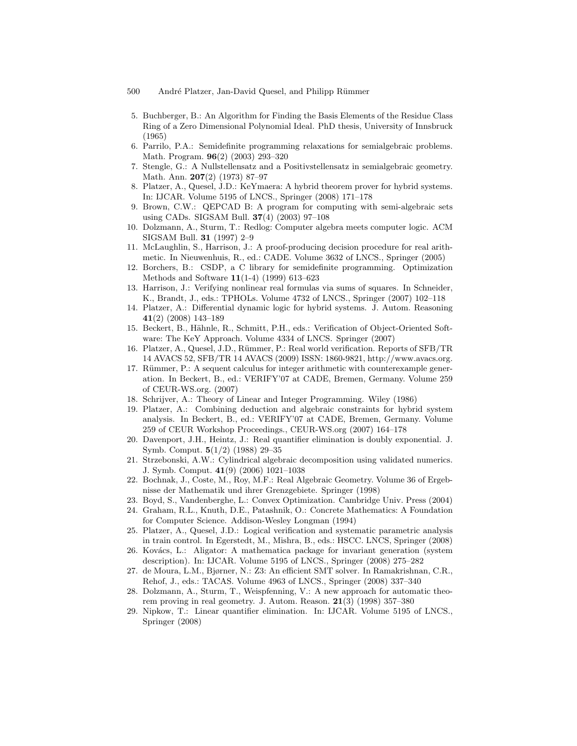5. Buchberger, B.: An Algorithm for Finding the Basis Elements of the Residue Class Ring of a Zero Dimensional Polynomial Ideal. PhD thesis, University of Innsbruck (1965)
6. Parrilo, P.A.: Semidefinite programming relaxations for semialgebraic problems. Math. Program. **96**(2) (2003) 293–320
7. Stengle, G.: A Nullstellensatz and a Positivstellensatz in semialgebraic geometry. Math. Ann. **207**(2) (1973) 87–97
8. Platzer, A., Quesel, J.D.: KeYmaera: A hybrid theorem prover for hybrid systems. In: IJCAR. Volume 5195 of LNCS., Springer (2008) 171–178
9. Brown, C.W.: QEPCAD B: A program for computing with semi-algebraic sets using CADs. SIGSAM Bull. **37**(4) (2003) 97–108
10. Dolzmann, A., Sturm, T.: Redlog: Computer algebra meets computer logic. ACM SIGSAM Bull. **31** (1997) 2–9
11. McLaughlin, S., Harrison, J.: A proof-producing decision procedure for real arithmetic. In Nieuwenhuis, R., ed.: CADE. Volume 3632 of LNCS., Springer (2005)
12. Borchers, B.: CSDP, a C library for semidefinite programming. Optimization Methods and Software **11**(1-4) (1999) 613–623
13. Harrison, J.: Verifying nonlinear real formulas via sums of squares. In Schneider, K., Brandt, J., eds.: TPHOLs. Volume 4732 of LNCS., Springer (2007) 102–118
14. Platzer, A.: Differential dynamic logic for hybrid systems. J. Autom. Reasoning **41**(2) (2008) 143–189
15. Beckert, B., Hähnle, R., Schmitt, P.H., eds.: Verification of Object-Oriented Software: The KeY Approach. Volume 4334 of LNCS. Springer (2007)
16. Platzer, A., Quesel, J.D., Rümmer, P.: Real world verification. Reports of SFB/TR 14 AVACS 52, SFB/TR 14 AVACS (2009) ISSN: 1860-9821, http://www.avacs.org.
17. Rümmer, P.: A sequent calculus for integer arithmetic with counterexample generation. In Beckert, B., ed.: VERIFY'07 at CADE, Bremen, Germany. Volume 259 of CEUR-WS.org. (2007)
18. Schrijver, A.: Theory of Linear and Integer Programming. Wiley (1986)
19. Platzer, A.: Combining deduction and algebraic constraints for hybrid system analysis. In Beckert, B., ed.: VERIFY'07 at CADE, Bremen, Germany. Volume 259 of CEUR Workshop Proceedings., CEUR-WS.org (2007) 164–178
20. Davenport, J.H., Heintz, J.: Real quantifier elimination is doubly exponential. J. Symb. Comput. **5**(1/2) (1988) 29–35
21. Strzebonski, A.W.: Cylindrical algebraic decomposition using validated numerics. J. Symb. Comput. **41**(9) (2006) 1021–1038
22. Bochnak, J., Coste, M., Roy, M.F.: Real Algebraic Geometry. Volume 36 of Ergebnisse der Mathematik und ihrer Grenzgebiete. Springer (1998)
23. Boyd, S., Vandenberghe, L.: Convex Optimization. Cambridge Univ. Press (2004)
24. Graham, R.L., Knuth, D.E., Patashnik, O.: Concrete Mathematics: A Foundation for Computer Science. Addison-Wesley Longman (1994)
25. Platzer, A., Quesel, J.D.: Logical verification and systematic parametric analysis in train control. In Egerstedt, M., Mishra, B., eds.: HSCC. LNCS, Springer (2008)
26. Kovács, L.: Aligator: A mathematica package for invariant generation (system description). In: IJCAR. Volume 5195 of LNCS., Springer (2008) 275–282
27. de Moura, L.M., Bjørner, N.: Z3: An efficient SMT solver. In Ramakrishnan, C.R., Rehof, J., eds.: TACAS. Volume 4963 of LNCS., Springer (2008) 337–340
28. Dolzmann, A., Sturm, T., Weispfenning, V.: A new approach for automatic theorem proving in real geometry. J. Autom. Reason. **21**(3) (1998) 357–380
29. Nipkow, T.: Linear quantifier elimination. In: IJCAR. Volume 5195 of LNCS., Springer (2008)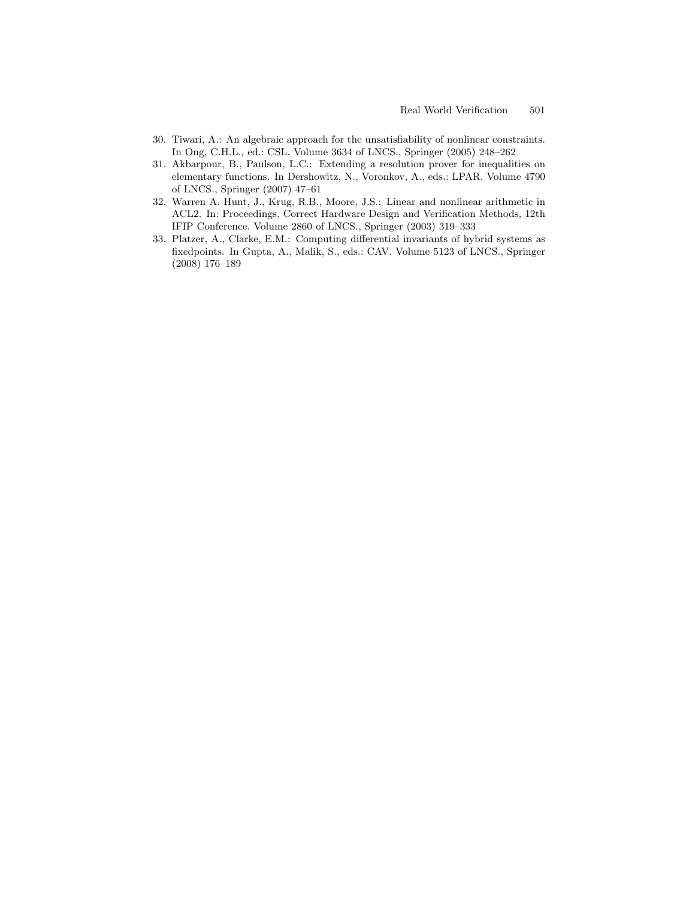30. Tiwari, A.: An algebraic approach for the unsatisfiability of nonlinear constraints. In Ong, C.H.L., ed.: CSL. Volume 3634 of LNCS., Springer (2005) 248–262
31. Akbarpour, B., Paulson, L.C.: Extending a resolution prover for inequalities on elementary functions. In Dershowitz, N., Voronkov, A., eds.: LPAR. Volume 4790 of LNCS., Springer (2007) 47–61
32. Warren A. Hunt, J., Krug, R.B., Moore, J.S.: Linear and nonlinear arithmetic in ACL2. In: Proceedings, Correct Hardware Design and Verification Methods, 12th IFIP Conference. Volume 2860 of LNCS., Springer (2003) 319–333
33. Platzer, A., Clarke, E.M.: Computing differential invariants of hybrid systems as fixedpoints. In Gupta, A., Malik, S., eds.: CAV. Volume 5123 of LNCS., Springer (2008) 176–189